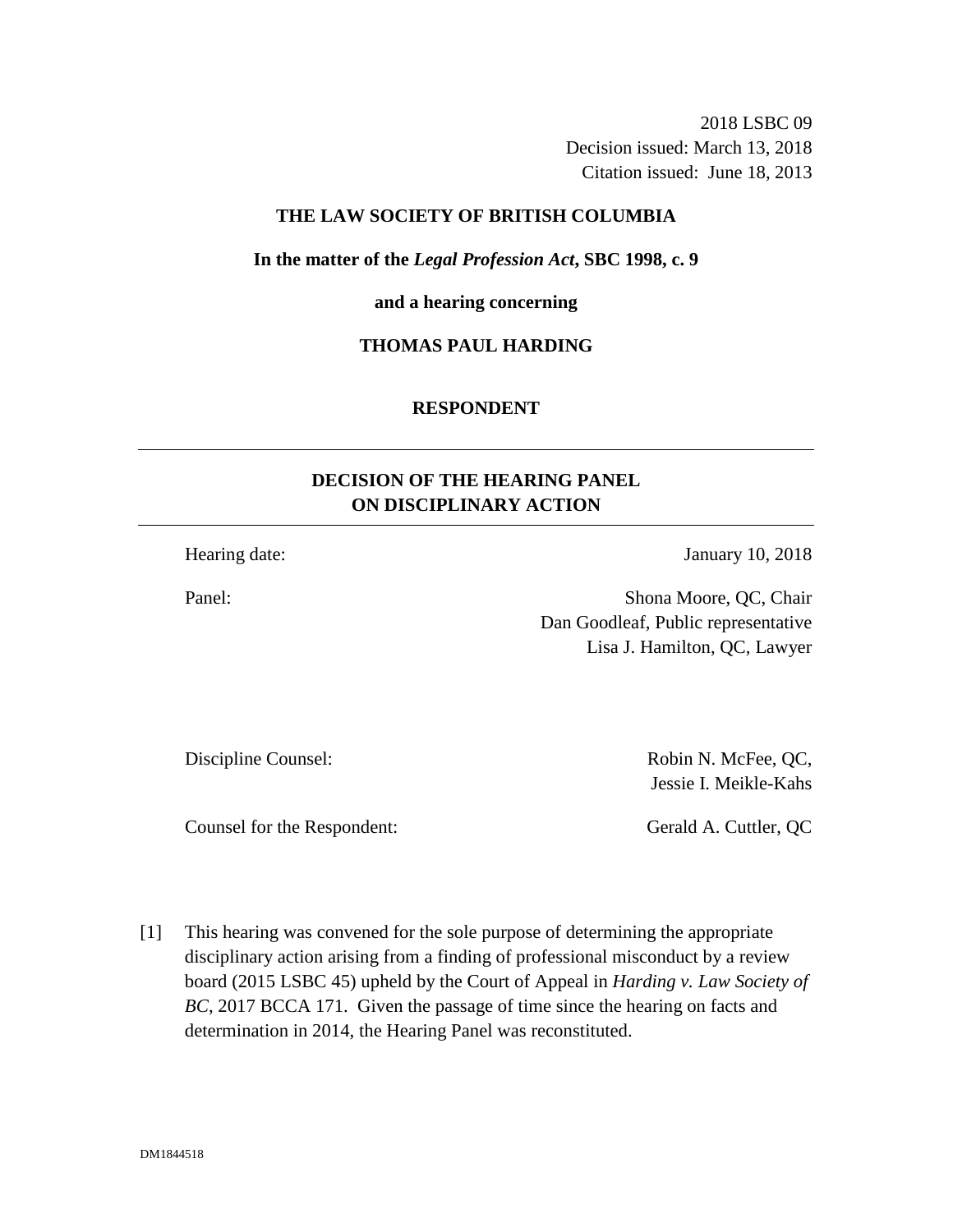2018 LSBC 09
Decision issued: March 13, 2018
Citation issued: June 18, 2013

**THE LAW SOCIETY OF BRITISH COLUMBIA**

**In the matter of the *Legal Profession Act*, SBC 1998, c. 9**

**and a hearing concerning**

**THOMAS PAUL HARDING**

**RESPONDENT**

---

## DECISION OF THE HEARING PANEL ON DISCIPLINARY ACTION

---

Hearing date: January 10, 2018

Panel: Shona Moore, QC, Chair
Dan Goodleaf, Public representative
Lisa J. Hamilton, QC, Lawyer

Discipline Counsel: Robin N. McFee, QC,
Jessie I. Meikle-Kahs

Counsel for the Respondent: Gerald A. Cuttler, QC

[1] This hearing was convened for the sole purpose of determining the appropriate disciplinary action arising from a finding of professional misconduct by a review board (2015 LSBC 45) upheld by the Court of Appeal in *Harding v. Law Society of BC*, 2017 BCCA 171. Given the passage of time since the hearing on facts and determination in 2014, the Hearing Panel was reconstituted.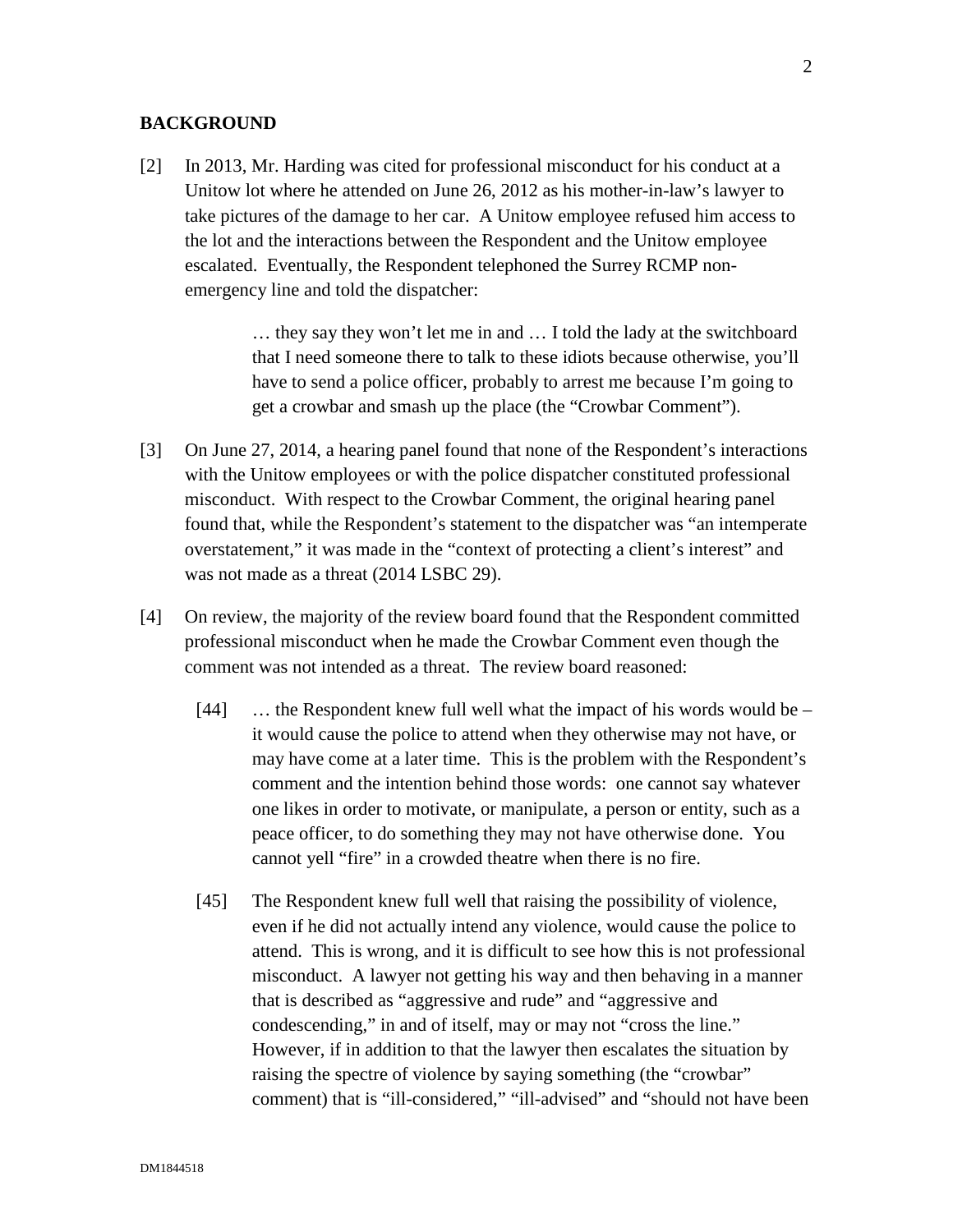## BACKGROUND

[2] In 2013, Mr. Harding was cited for professional misconduct for his conduct at a Unitow lot where he attended on June 26, 2012 as his mother-in-law's lawyer to take pictures of the damage to her car. A Unitow employee refused him access to the lot and the interactions between the Respondent and the Unitow employee escalated. Eventually, the Respondent telephoned the Surrey RCMP non-emergency line and told the dispatcher:

> … they say they won't let me in and … I told the lady at the switchboard that I need someone there to talk to these idiots because otherwise, you'll have to send a police officer, probably to arrest me because I'm going to get a crowbar and smash up the place (the "Crowbar Comment").

[3] On June 27, 2014, a hearing panel found that none of the Respondent's interactions with the Unitow employees or with the police dispatcher constituted professional misconduct. With respect to the Crowbar Comment, the original hearing panel found that, while the Respondent's statement to the dispatcher was "an intemperate overstatement," it was made in the "context of protecting a client's interest" and was not made as a threat (2014 LSBC 29).

[4] On review, the majority of the review board found that the Respondent committed professional misconduct when he made the Crowbar Comment even though the comment was not intended as a threat. The review board reasoned:

> [44] … the Respondent knew full well what the impact of his words would be – it would cause the police to attend when they otherwise may not have, or may have come at a later time. This is the problem with the Respondent's comment and the intention behind those words: one cannot say whatever one likes in order to motivate, or manipulate, a person or entity, such as a peace officer, to do something they may not have otherwise done. You cannot yell "fire" in a crowded theatre when there is no fire.
>
> [45] The Respondent knew full well that raising the possibility of violence, even if he did not actually intend any violence, would cause the police to attend. This is wrong, and it is difficult to see how this is not professional misconduct. A lawyer not getting his way and then behaving in a manner that is described as "aggressive and rude" and "aggressive and condescending," in and of itself, may or may not "cross the line." However, if in addition to that the lawyer then escalates the situation by raising the spectre of violence by saying something (the "crowbar" comment) that is "ill-considered," "ill-advised" and "should not have been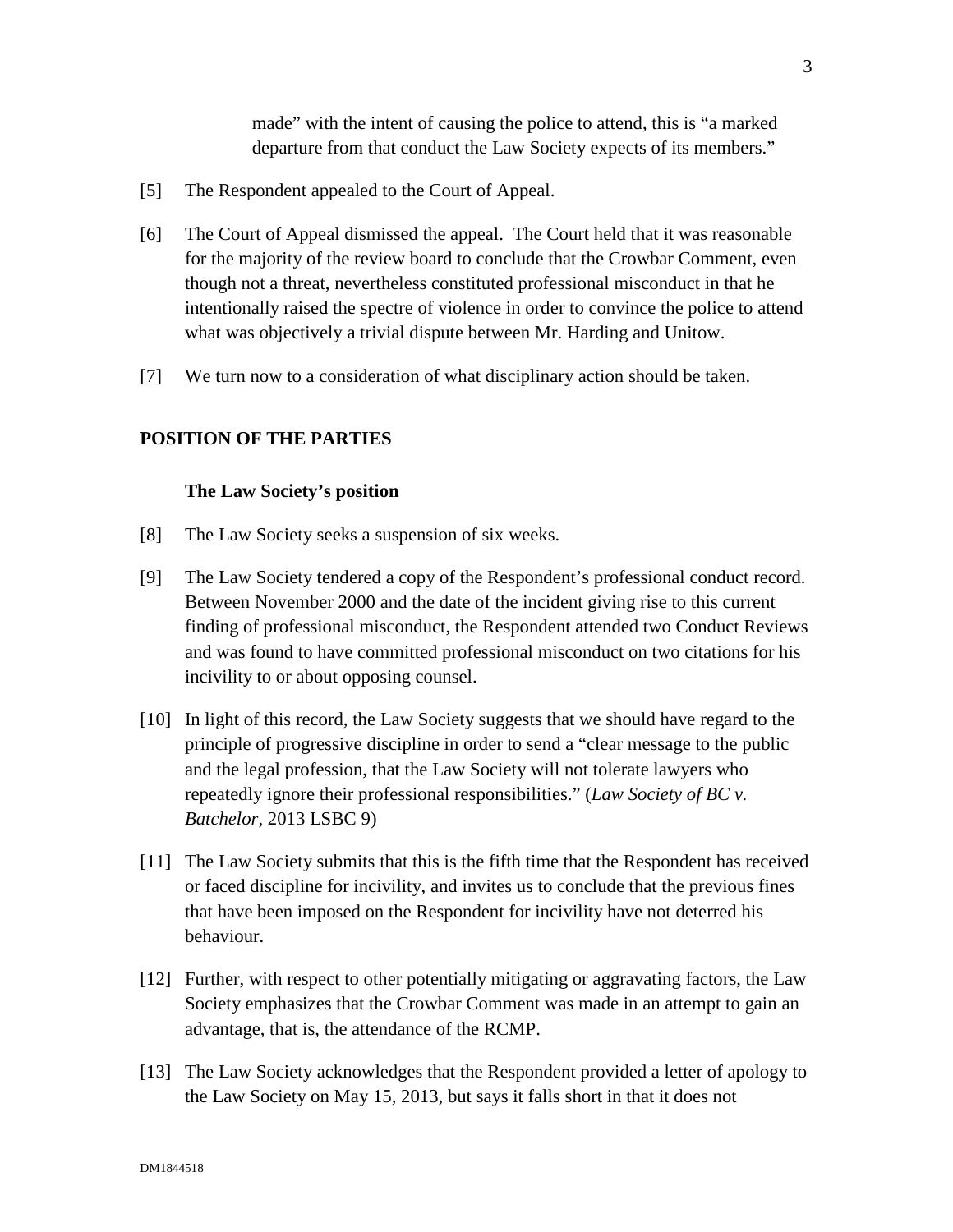made" with the intent of causing the police to attend, this is "a marked departure from that conduct the Law Society expects of its members."

[5] The Respondent appealed to the Court of Appeal.

[6] The Court of Appeal dismissed the appeal. The Court held that it was reasonable for the majority of the review board to conclude that the Crowbar Comment, even though not a threat, nevertheless constituted professional misconduct in that he intentionally raised the spectre of violence in order to convince the police to attend what was objectively a trivial dispute between Mr. Harding and Unitow.

[7] We turn now to a consideration of what disciplinary action should be taken.

## POSITION OF THE PARTIES

### The Law Society's position

[8] The Law Society seeks a suspension of six weeks.

[9] The Law Society tendered a copy of the Respondent's professional conduct record. Between November 2000 and the date of the incident giving rise to this current finding of professional misconduct, the Respondent attended two Conduct Reviews and was found to have committed professional misconduct on two citations for his incivility to or about opposing counsel.

[10] In light of this record, the Law Society suggests that we should have regard to the principle of progressive discipline in order to send a "clear message to the public and the legal profession, that the Law Society will not tolerate lawyers who repeatedly ignore their professional responsibilities." (*Law Society of BC v. Batchelor*, 2013 LSBC 9)

[11] The Law Society submits that this is the fifth time that the Respondent has received or faced discipline for incivility, and invites us to conclude that the previous fines that have been imposed on the Respondent for incivility have not deterred his behaviour.

[12] Further, with respect to other potentially mitigating or aggravating factors, the Law Society emphasizes that the Crowbar Comment was made in an attempt to gain an advantage, that is, the attendance of the RCMP.

[13] The Law Society acknowledges that the Respondent provided a letter of apology to the Law Society on May 15, 2013, but says it falls short in that it does not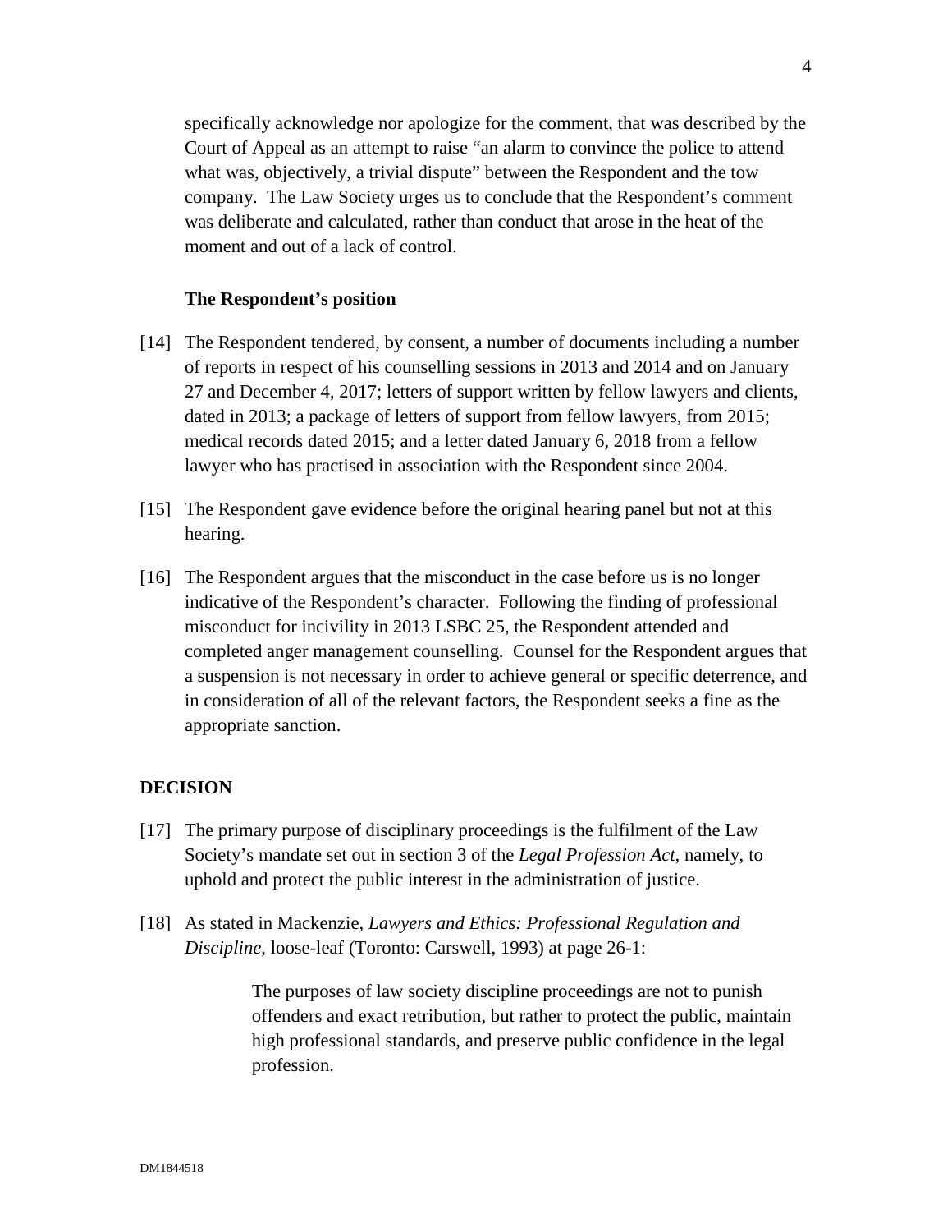specifically acknowledge nor apologize for the comment, that was described by the Court of Appeal as an attempt to raise "an alarm to convince the police to attend what was, objectively, a trivial dispute" between the Respondent and the tow company. The Law Society urges us to conclude that the Respondent's comment was deliberate and calculated, rather than conduct that arose in the heat of the moment and out of a lack of control.

### The Respondent's position

[14] The Respondent tendered, by consent, a number of documents including a number of reports in respect of his counselling sessions in 2013 and 2014 and on January 27 and December 4, 2017; letters of support written by fellow lawyers and clients, dated in 2013; a package of letters of support from fellow lawyers, from 2015; medical records dated 2015; and a letter dated January 6, 2018 from a fellow lawyer who has practised in association with the Respondent since 2004.

[15] The Respondent gave evidence before the original hearing panel but not at this hearing.

[16] The Respondent argues that the misconduct in the case before us is no longer indicative of the Respondent's character. Following the finding of professional misconduct for incivility in 2013 LSBC 25, the Respondent attended and completed anger management counselling. Counsel for the Respondent argues that a suspension is not necessary in order to achieve general or specific deterrence, and in consideration of all of the relevant factors, the Respondent seeks a fine as the appropriate sanction.

## DECISION

[17] The primary purpose of disciplinary proceedings is the fulfilment of the Law Society's mandate set out in section 3 of the *Legal Profession Act*, namely, to uphold and protect the public interest in the administration of justice.

[18] As stated in Mackenzie, *Lawyers and Ethics: Professional Regulation and Discipline*, loose-leaf (Toronto: Carswell, 1993) at page 26-1:

> The purposes of law society discipline proceedings are not to punish offenders and exact retribution, but rather to protect the public, maintain high professional standards, and preserve public confidence in the legal profession.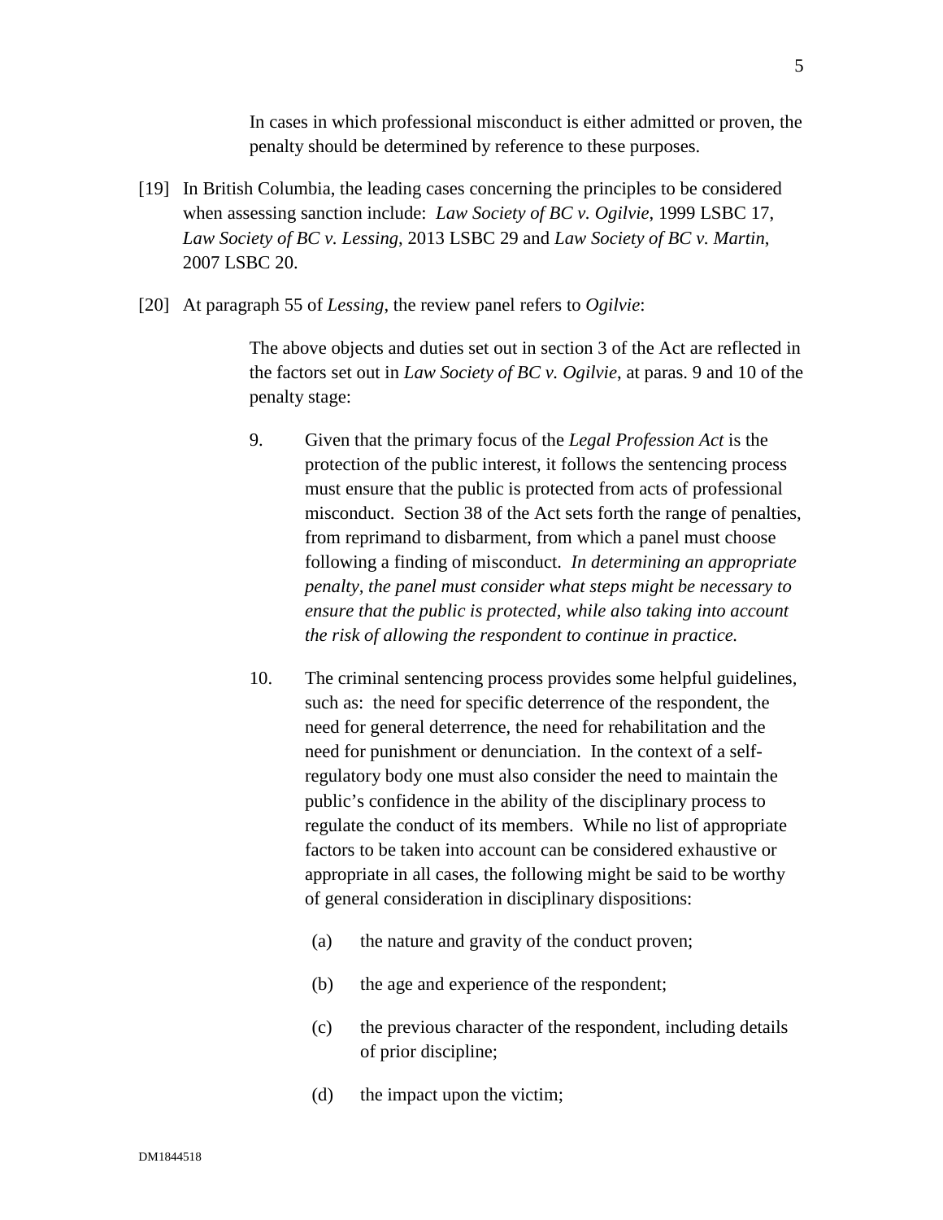> In cases in which professional misconduct is either admitted or proven, the penalty should be determined by reference to these purposes.

[19] In British Columbia, the leading cases concerning the principles to be considered when assessing sanction include: *Law Society of BC v. Ogilvie*, 1999 LSBC 17, *Law Society of BC v. Lessing*, 2013 LSBC 29 and *Law Society of BC v. Martin*, 2007 LSBC 20.

[20] At paragraph 55 of *Lessing*, the review panel refers to *Ogilvie*:

> The above objects and duties set out in section 3 of the Act are reflected in the factors set out in *Law Society of BC v. Ogilvie*, at paras. 9 and 10 of the penalty stage:
>
> 9. Given that the primary focus of the *Legal Profession Act* is the protection of the public interest, it follows the sentencing process must ensure that the public is protected from acts of professional misconduct. Section 38 of the Act sets forth the range of penalties, from reprimand to disbarment, from which a panel must choose following a finding of misconduct. *In determining an appropriate penalty, the panel must consider what steps might be necessary to ensure that the public is protected, while also taking into account the risk of allowing the respondent to continue in practice.*
>
> 10. The criminal sentencing process provides some helpful guidelines, such as: the need for specific deterrence of the respondent, the need for general deterrence, the need for rehabilitation and the need for punishment or denunciation. In the context of a self-regulatory body one must also consider the need to maintain the public's confidence in the ability of the disciplinary process to regulate the conduct of its members. While no list of appropriate factors to be taken into account can be considered exhaustive or appropriate in all cases, the following might be said to be worthy of general consideration in disciplinary dispositions:
>
> (a) the nature and gravity of the conduct proven;
>
> (b) the age and experience of the respondent;
>
> (c) the previous character of the respondent, including details of prior discipline;
>
> (d) the impact upon the victim;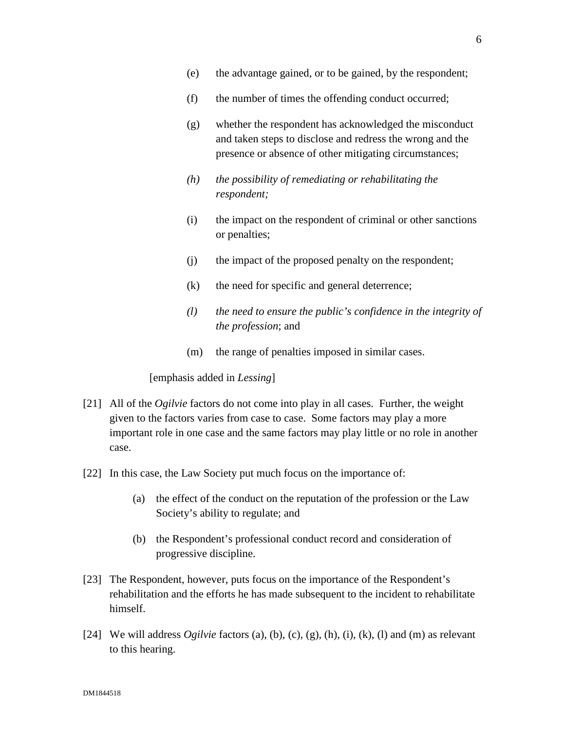(e) the advantage gained, or to be gained, by the respondent;

(f) the number of times the offending conduct occurred;

(g) whether the respondent has acknowledged the misconduct and taken steps to disclose and redress the wrong and the presence or absence of other mitigating circumstances;

*(h) the possibility of remediating or rehabilitating the respondent;*

(i) the impact on the respondent of criminal or other sanctions or penalties;

(j) the impact of the proposed penalty on the respondent;

(k) the need for specific and general deterrence;

*(l) the need to ensure the public's confidence in the integrity of the profession*; and

(m) the range of penalties imposed in similar cases.

[emphasis added in *Lessing*]

[21] All of the *Ogilvie* factors do not come into play in all cases. Further, the weight given to the factors varies from case to case. Some factors may play a more important role in one case and the same factors may play little or no role in another case.

[22] In this case, the Law Society put much focus on the importance of:

(a) the effect of the conduct on the reputation of the profession or the Law Society's ability to regulate; and

(b) the Respondent's professional conduct record and consideration of progressive discipline.

[23] The Respondent, however, puts focus on the importance of the Respondent's rehabilitation and the efforts he has made subsequent to the incident to rehabilitate himself.

[24] We will address *Ogilvie* factors (a), (b), (c), (g), (h), (i), (k), (l) and (m) as relevant to this hearing.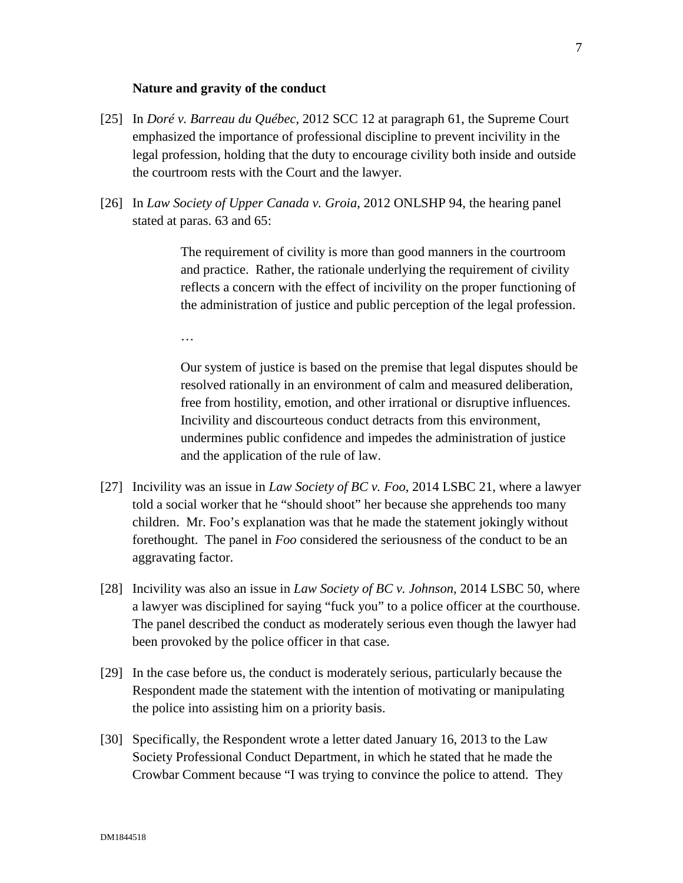**Nature and gravity of the conduct**

[25] In *Doré v. Barreau du Québec*, 2012 SCC 12 at paragraph 61, the Supreme Court emphasized the importance of professional discipline to prevent incivility in the legal profession, holding that the duty to encourage civility both inside and outside the courtroom rests with the Court and the lawyer.

[26] In *Law Society of Upper Canada v. Groia*, 2012 ONLSHP 94, the hearing panel stated at paras. 63 and 65:

> The requirement of civility is more than good manners in the courtroom and practice. Rather, the rationale underlying the requirement of civility reflects a concern with the effect of incivility on the proper functioning of the administration of justice and public perception of the legal profession.
>
> …
>
> Our system of justice is based on the premise that legal disputes should be resolved rationally in an environment of calm and measured deliberation, free from hostility, emotion, and other irrational or disruptive influences. Incivility and discourteous conduct detracts from this environment, undermines public confidence and impedes the administration of justice and the application of the rule of law.

[27] Incivility was an issue in *Law Society of BC v. Foo*, 2014 LSBC 21, where a lawyer told a social worker that he "should shoot" her because she apprehends too many children. Mr. Foo's explanation was that he made the statement jokingly without forethought. The panel in *Foo* considered the seriousness of the conduct to be an aggravating factor.

[28] Incivility was also an issue in *Law Society of BC v. Johnson*, 2014 LSBC 50, where a lawyer was disciplined for saying "fuck you" to a police officer at the courthouse. The panel described the conduct as moderately serious even though the lawyer had been provoked by the police officer in that case.

[29] In the case before us, the conduct is moderately serious, particularly because the Respondent made the statement with the intention of motivating or manipulating the police into assisting him on a priority basis.

[30] Specifically, the Respondent wrote a letter dated January 16, 2013 to the Law Society Professional Conduct Department, in which he stated that he made the Crowbar Comment because "I was trying to convince the police to attend. They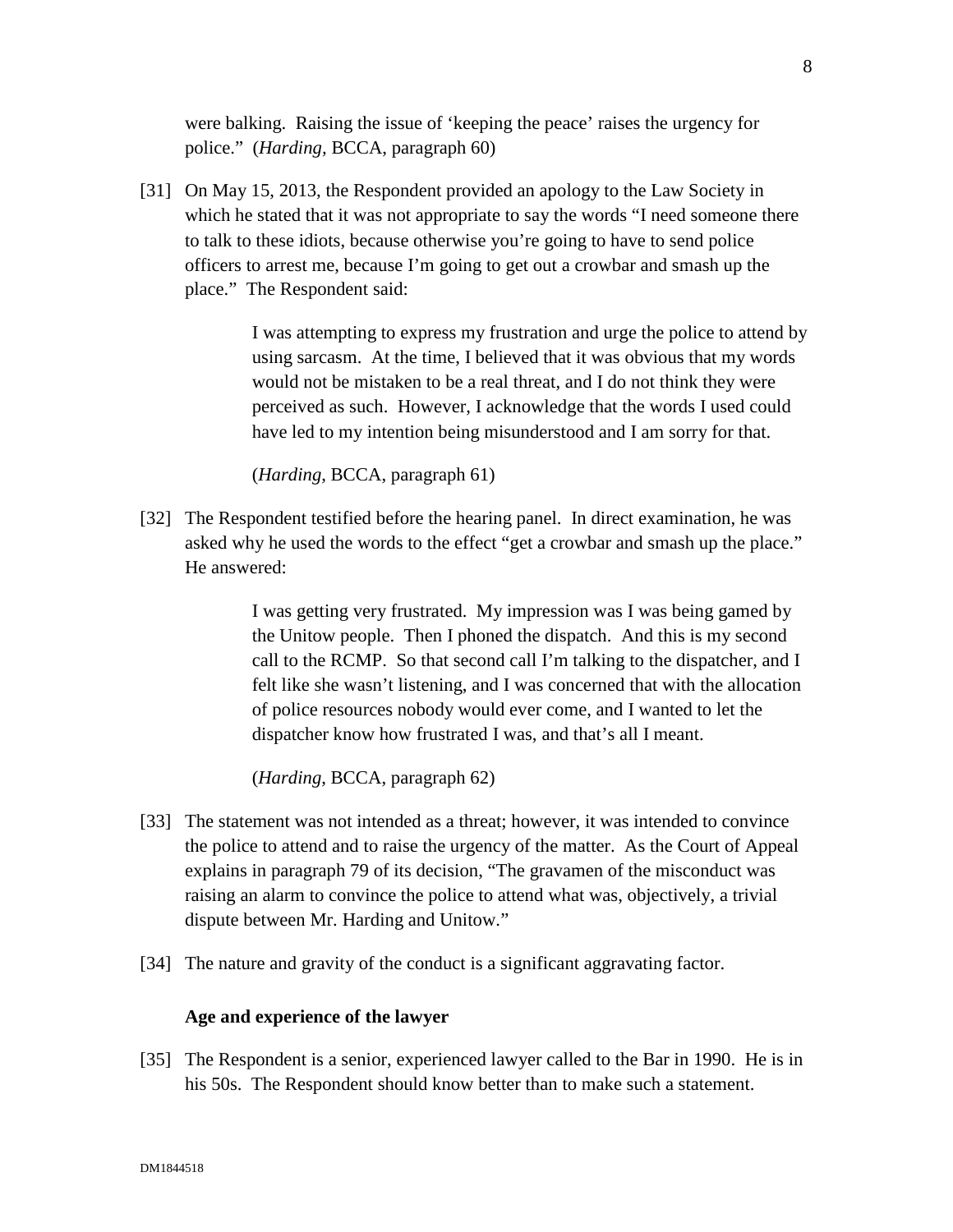were balking. Raising the issue of 'keeping the peace' raises the urgency for police." (*Harding,* BCCA, paragraph 60)

[31] On May 15, 2013, the Respondent provided an apology to the Law Society in which he stated that it was not appropriate to say the words "I need someone there to talk to these idiots, because otherwise you're going to have to send police officers to arrest me, because I'm going to get out a crowbar and smash up the place." The Respondent said:

> I was attempting to express my frustration and urge the police to attend by using sarcasm. At the time, I believed that it was obvious that my words would not be mistaken to be a real threat, and I do not think they were perceived as such. However, I acknowledge that the words I used could have led to my intention being misunderstood and I am sorry for that.
>
> (*Harding*, BCCA, paragraph 61)

[32] The Respondent testified before the hearing panel. In direct examination, he was asked why he used the words to the effect "get a crowbar and smash up the place." He answered:

> I was getting very frustrated. My impression was I was being gamed by the Unitow people. Then I phoned the dispatch. And this is my second call to the RCMP. So that second call I'm talking to the dispatcher, and I felt like she wasn't listening, and I was concerned that with the allocation of police resources nobody would ever come, and I wanted to let the dispatcher know how frustrated I was, and that's all I meant.
>
> (*Harding*, BCCA, paragraph 62)

[33] The statement was not intended as a threat; however, it was intended to convince the police to attend and to raise the urgency of the matter. As the Court of Appeal explains in paragraph 79 of its decision, "The gravamen of the misconduct was raising an alarm to convince the police to attend what was, objectively, a trivial dispute between Mr. Harding and Unitow."

[34] The nature and gravity of the conduct is a significant aggravating factor.

**Age and experience of the lawyer**

[35] The Respondent is a senior, experienced lawyer called to the Bar in 1990. He is in his 50s. The Respondent should know better than to make such a statement.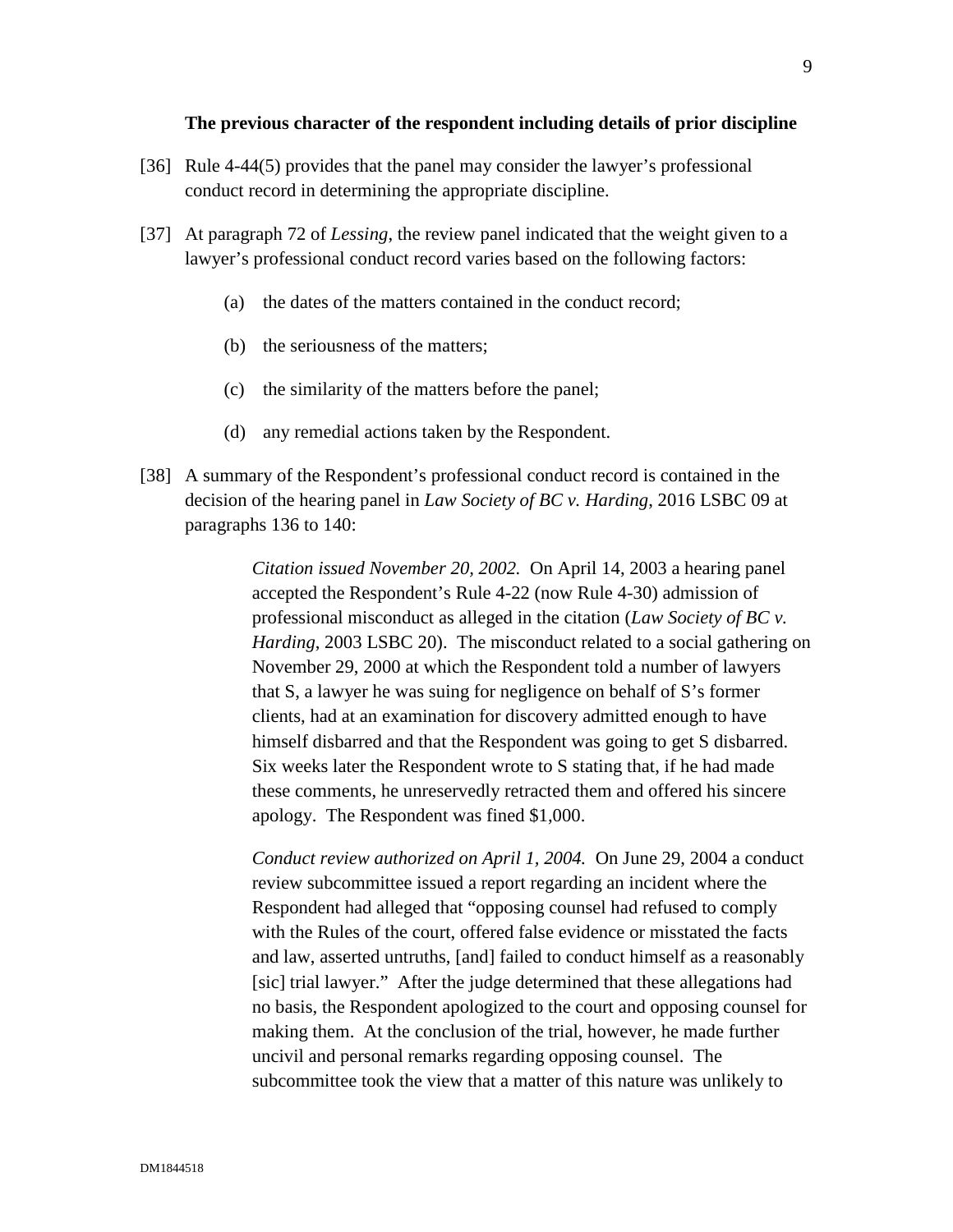**The previous character of the respondent including details of prior discipline**

[36] Rule 4-44(5) provides that the panel may consider the lawyer's professional conduct record in determining the appropriate discipline.

[37] At paragraph 72 of *Lessing*, the review panel indicated that the weight given to a lawyer's professional conduct record varies based on the following factors:

(a) the dates of the matters contained in the conduct record;

(b) the seriousness of the matters;

(c) the similarity of the matters before the panel;

(d) any remedial actions taken by the Respondent.

[38] A summary of the Respondent's professional conduct record is contained in the decision of the hearing panel in *Law Society of BC v. Harding*, 2016 LSBC 09 at paragraphs 136 to 140:

> *Citation issued November 20, 2002.* On April 14, 2003 a hearing panel accepted the Respondent's Rule 4-22 (now Rule 4-30) admission of professional misconduct as alleged in the citation (*Law Society of BC v. Harding*, 2003 LSBC 20). The misconduct related to a social gathering on November 29, 2000 at which the Respondent told a number of lawyers that S, a lawyer he was suing for negligence on behalf of S's former clients, had at an examination for discovery admitted enough to have himself disbarred and that the Respondent was going to get S disbarred. Six weeks later the Respondent wrote to S stating that, if he had made these comments, he unreservedly retracted them and offered his sincere apology. The Respondent was fined $1,000.
>
> *Conduct review authorized on April 1, 2004.* On June 29, 2004 a conduct review subcommittee issued a report regarding an incident where the Respondent had alleged that "opposing counsel had refused to comply with the Rules of the court, offered false evidence or misstated the facts and law, asserted untruths, [and] failed to conduct himself as a reasonably [sic] trial lawyer." After the judge determined that these allegations had no basis, the Respondent apologized to the court and opposing counsel for making them. At the conclusion of the trial, however, he made further uncivil and personal remarks regarding opposing counsel. The subcommittee took the view that a matter of this nature was unlikely to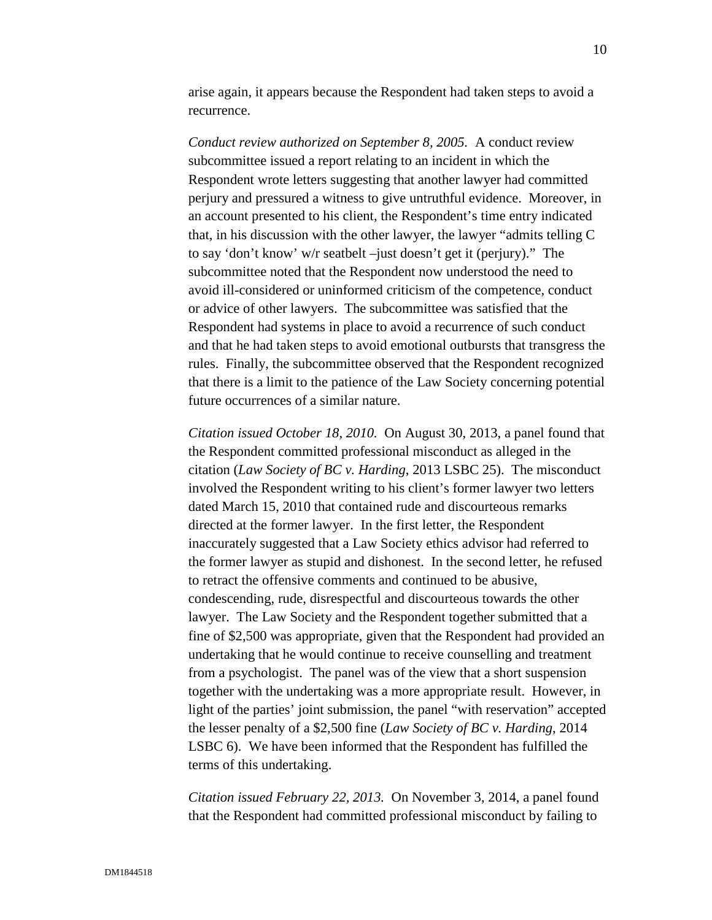arise again, it appears because the Respondent had taken steps to avoid a recurrence.

*Conduct review authorized on September 8, 2005.* A conduct review subcommittee issued a report relating to an incident in which the Respondent wrote letters suggesting that another lawyer had committed perjury and pressured a witness to give untruthful evidence. Moreover, in an account presented to his client, the Respondent's time entry indicated that, in his discussion with the other lawyer, the lawyer "admits telling C to say 'don't know' w/r seatbelt –just doesn't get it (perjury)." The subcommittee noted that the Respondent now understood the need to avoid ill-considered or uninformed criticism of the competence, conduct or advice of other lawyers. The subcommittee was satisfied that the Respondent had systems in place to avoid a recurrence of such conduct and that he had taken steps to avoid emotional outbursts that transgress the rules. Finally, the subcommittee observed that the Respondent recognized that there is a limit to the patience of the Law Society concerning potential future occurrences of a similar nature.

*Citation issued October 18, 2010.* On August 30, 2013, a panel found that the Respondent committed professional misconduct as alleged in the citation (*Law Society of BC v. Harding*, 2013 LSBC 25). The misconduct involved the Respondent writing to his client's former lawyer two letters dated March 15, 2010 that contained rude and discourteous remarks directed at the former lawyer. In the first letter, the Respondent inaccurately suggested that a Law Society ethics advisor had referred to the former lawyer as stupid and dishonest. In the second letter, he refused to retract the offensive comments and continued to be abusive, condescending, rude, disrespectful and discourteous towards the other lawyer. The Law Society and the Respondent together submitted that a fine of $2,500 was appropriate, given that the Respondent had provided an undertaking that he would continue to receive counselling and treatment from a psychologist. The panel was of the view that a short suspension together with the undertaking was a more appropriate result. However, in light of the parties' joint submission, the panel "with reservation" accepted the lesser penalty of a $2,500 fine (*Law Society of BC v. Harding*, 2014 LSBC 6). We have been informed that the Respondent has fulfilled the terms of this undertaking.

*Citation issued February 22, 2013.* On November 3, 2014, a panel found that the Respondent had committed professional misconduct by failing to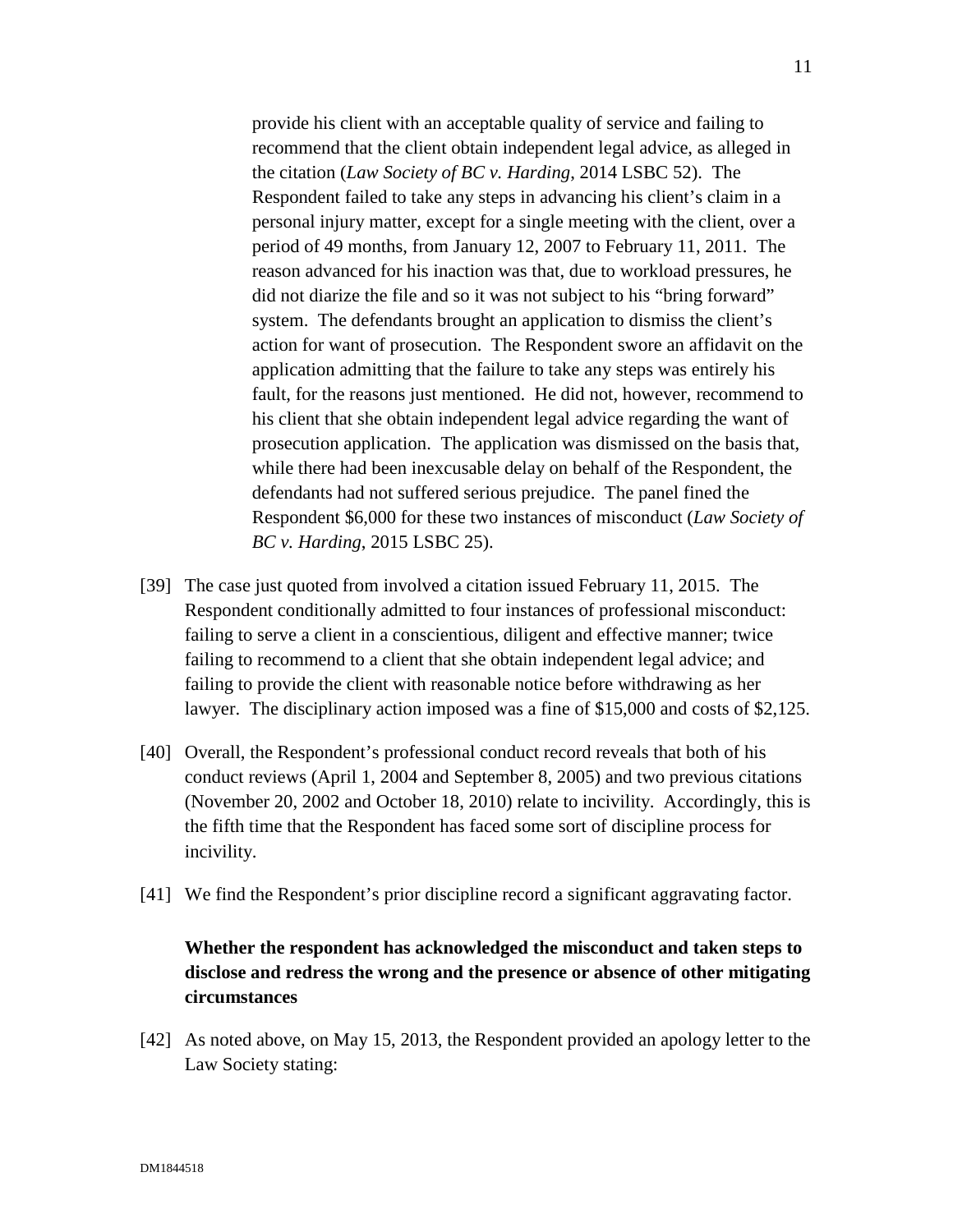provide his client with an acceptable quality of service and failing to recommend that the client obtain independent legal advice, as alleged in the citation (*Law Society of BC v. Harding*, 2014 LSBC 52). The Respondent failed to take any steps in advancing his client's claim in a personal injury matter, except for a single meeting with the client, over a period of 49 months, from January 12, 2007 to February 11, 2011. The reason advanced for his inaction was that, due to workload pressures, he did not diarize the file and so it was not subject to his "bring forward" system. The defendants brought an application to dismiss the client's action for want of prosecution. The Respondent swore an affidavit on the application admitting that the failure to take any steps was entirely his fault, for the reasons just mentioned. He did not, however, recommend to his client that she obtain independent legal advice regarding the want of prosecution application. The application was dismissed on the basis that, while there had been inexcusable delay on behalf of the Respondent, the defendants had not suffered serious prejudice. The panel fined the Respondent $6,000 for these two instances of misconduct (*Law Society of BC v. Harding*, 2015 LSBC 25).

[39] The case just quoted from involved a citation issued February 11, 2015. The Respondent conditionally admitted to four instances of professional misconduct: failing to serve a client in a conscientious, diligent and effective manner; twice failing to recommend to a client that she obtain independent legal advice; and failing to provide the client with reasonable notice before withdrawing as her lawyer. The disciplinary action imposed was a fine of $15,000 and costs of $2,125.

[40] Overall, the Respondent's professional conduct record reveals that both of his conduct reviews (April 1, 2004 and September 8, 2005) and two previous citations (November 20, 2002 and October 18, 2010) relate to incivility. Accordingly, this is the fifth time that the Respondent has faced some sort of discipline process for incivility.

[41] We find the Respondent's prior discipline record a significant aggravating factor.

**Whether the respondent has acknowledged the misconduct and taken steps to disclose and redress the wrong and the presence or absence of other mitigating circumstances**

[42] As noted above, on May 15, 2013, the Respondent provided an apology letter to the Law Society stating: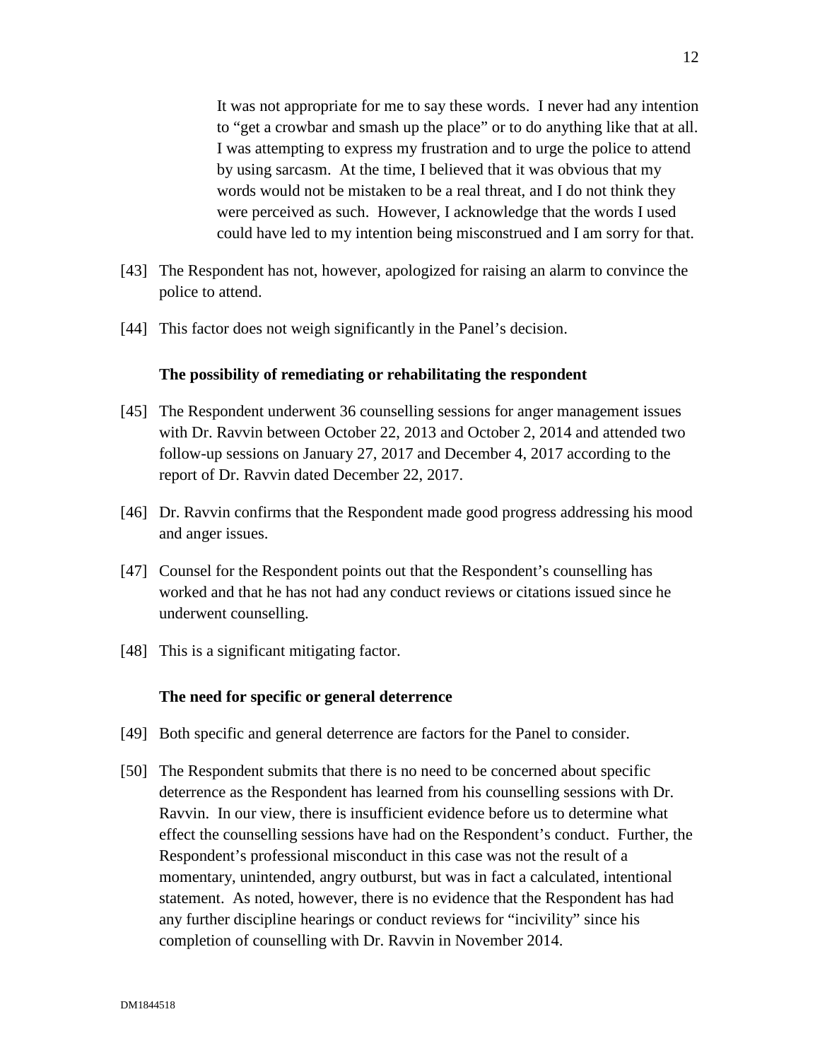> It was not appropriate for me to say these words. I never had any intention to "get a crowbar and smash up the place" or to do anything like that at all. I was attempting to express my frustration and to urge the police to attend by using sarcasm. At the time, I believed that it was obvious that my words would not be mistaken to be a real threat, and I do not think they were perceived as such. However, I acknowledge that the words I used could have led to my intention being misconstrued and I am sorry for that.

[43] The Respondent has not, however, apologized for raising an alarm to convince the police to attend.

[44] This factor does not weigh significantly in the Panel's decision.

**The possibility of remediating or rehabilitating the respondent**

[45] The Respondent underwent 36 counselling sessions for anger management issues with Dr. Ravvin between October 22, 2013 and October 2, 2014 and attended two follow-up sessions on January 27, 2017 and December 4, 2017 according to the report of Dr. Ravvin dated December 22, 2017.

[46] Dr. Ravvin confirms that the Respondent made good progress addressing his mood and anger issues.

[47] Counsel for the Respondent points out that the Respondent's counselling has worked and that he has not had any conduct reviews or citations issued since he underwent counselling.

[48] This is a significant mitigating factor.

**The need for specific or general deterrence**

[49] Both specific and general deterrence are factors for the Panel to consider.

[50] The Respondent submits that there is no need to be concerned about specific deterrence as the Respondent has learned from his counselling sessions with Dr. Ravvin. In our view, there is insufficient evidence before us to determine what effect the counselling sessions have had on the Respondent's conduct. Further, the Respondent's professional misconduct in this case was not the result of a momentary, unintended, angry outburst, but was in fact a calculated, intentional statement. As noted, however, there is no evidence that the Respondent has had any further discipline hearings or conduct reviews for "incivility" since his completion of counselling with Dr. Ravvin in November 2014.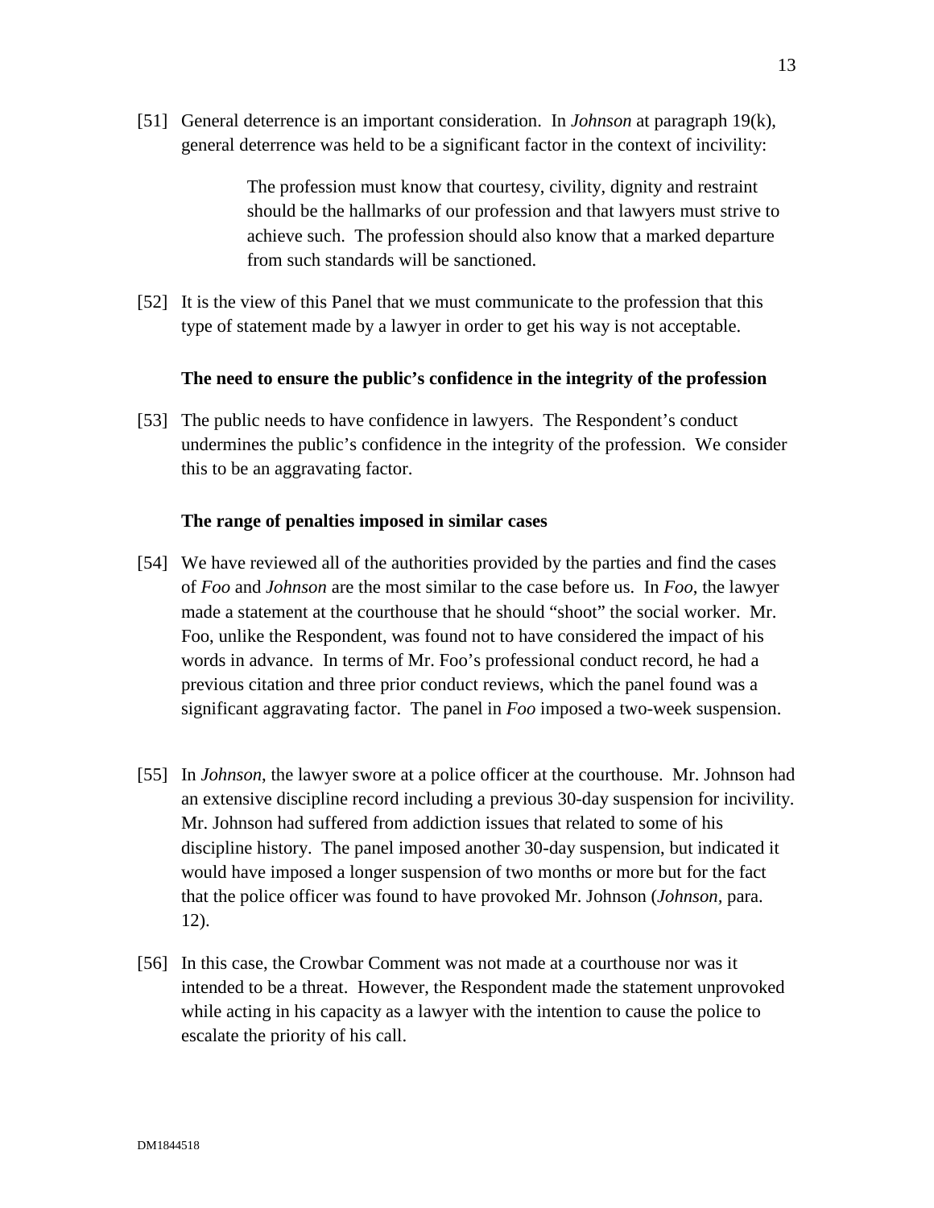[51] General deterrence is an important consideration. In *Johnson* at paragraph 19(k), general deterrence was held to be a significant factor in the context of incivility:

> The profession must know that courtesy, civility, dignity and restraint should be the hallmarks of our profession and that lawyers must strive to achieve such. The profession should also know that a marked departure from such standards will be sanctioned.

[52] It is the view of this Panel that we must communicate to the profession that this type of statement made by a lawyer in order to get his way is not acceptable.

**The need to ensure the public's confidence in the integrity of the profession**

[53] The public needs to have confidence in lawyers. The Respondent's conduct undermines the public's confidence in the integrity of the profession. We consider this to be an aggravating factor.

**The range of penalties imposed in similar cases**

[54] We have reviewed all of the authorities provided by the parties and find the cases of *Foo* and *Johnson* are the most similar to the case before us. In *Foo*, the lawyer made a statement at the courthouse that he should "shoot" the social worker. Mr. Foo, unlike the Respondent, was found not to have considered the impact of his words in advance. In terms of Mr. Foo's professional conduct record, he had a previous citation and three prior conduct reviews, which the panel found was a significant aggravating factor. The panel in *Foo* imposed a two-week suspension.

[55] In *Johnson*, the lawyer swore at a police officer at the courthouse. Mr. Johnson had an extensive discipline record including a previous 30-day suspension for incivility. Mr. Johnson had suffered from addiction issues that related to some of his discipline history. The panel imposed another 30-day suspension, but indicated it would have imposed a longer suspension of two months or more but for the fact that the police officer was found to have provoked Mr. Johnson (*Johnson*, para. 12).

[56] In this case, the Crowbar Comment was not made at a courthouse nor was it intended to be a threat. However, the Respondent made the statement unprovoked while acting in his capacity as a lawyer with the intention to cause the police to escalate the priority of his call.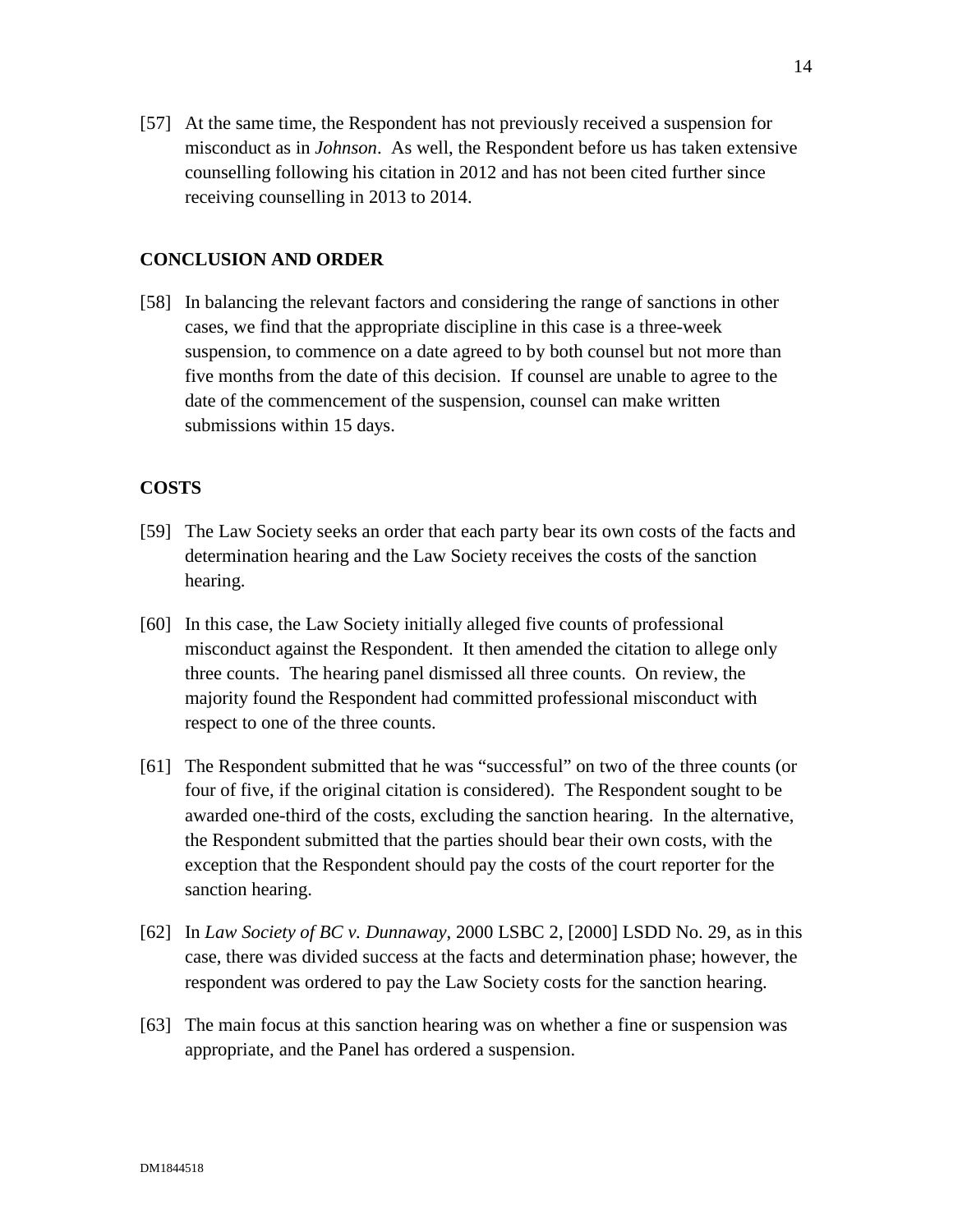[57] At the same time, the Respondent has not previously received a suspension for misconduct as in *Johnson*. As well, the Respondent before us has taken extensive counselling following his citation in 2012 and has not been cited further since receiving counselling in 2013 to 2014.

## CONCLUSION AND ORDER

[58] In balancing the relevant factors and considering the range of sanctions in other cases, we find that the appropriate discipline in this case is a three-week suspension, to commence on a date agreed to by both counsel but not more than five months from the date of this decision. If counsel are unable to agree to the date of the commencement of the suspension, counsel can make written submissions within 15 days.

## COSTS

[59] The Law Society seeks an order that each party bear its own costs of the facts and determination hearing and the Law Society receives the costs of the sanction hearing.

[60] In this case, the Law Society initially alleged five counts of professional misconduct against the Respondent. It then amended the citation to allege only three counts. The hearing panel dismissed all three counts. On review, the majority found the Respondent had committed professional misconduct with respect to one of the three counts.

[61] The Respondent submitted that he was "successful" on two of the three counts (or four of five, if the original citation is considered). The Respondent sought to be awarded one-third of the costs, excluding the sanction hearing. In the alternative, the Respondent submitted that the parties should bear their own costs, with the exception that the Respondent should pay the costs of the court reporter for the sanction hearing.

[62] In *Law Society of BC v. Dunnaway*, 2000 LSBC 2, [2000] LSDD No. 29, as in this case, there was divided success at the facts and determination phase; however, the respondent was ordered to pay the Law Society costs for the sanction hearing.

[63] The main focus at this sanction hearing was on whether a fine or suspension was appropriate, and the Panel has ordered a suspension.

DM1844518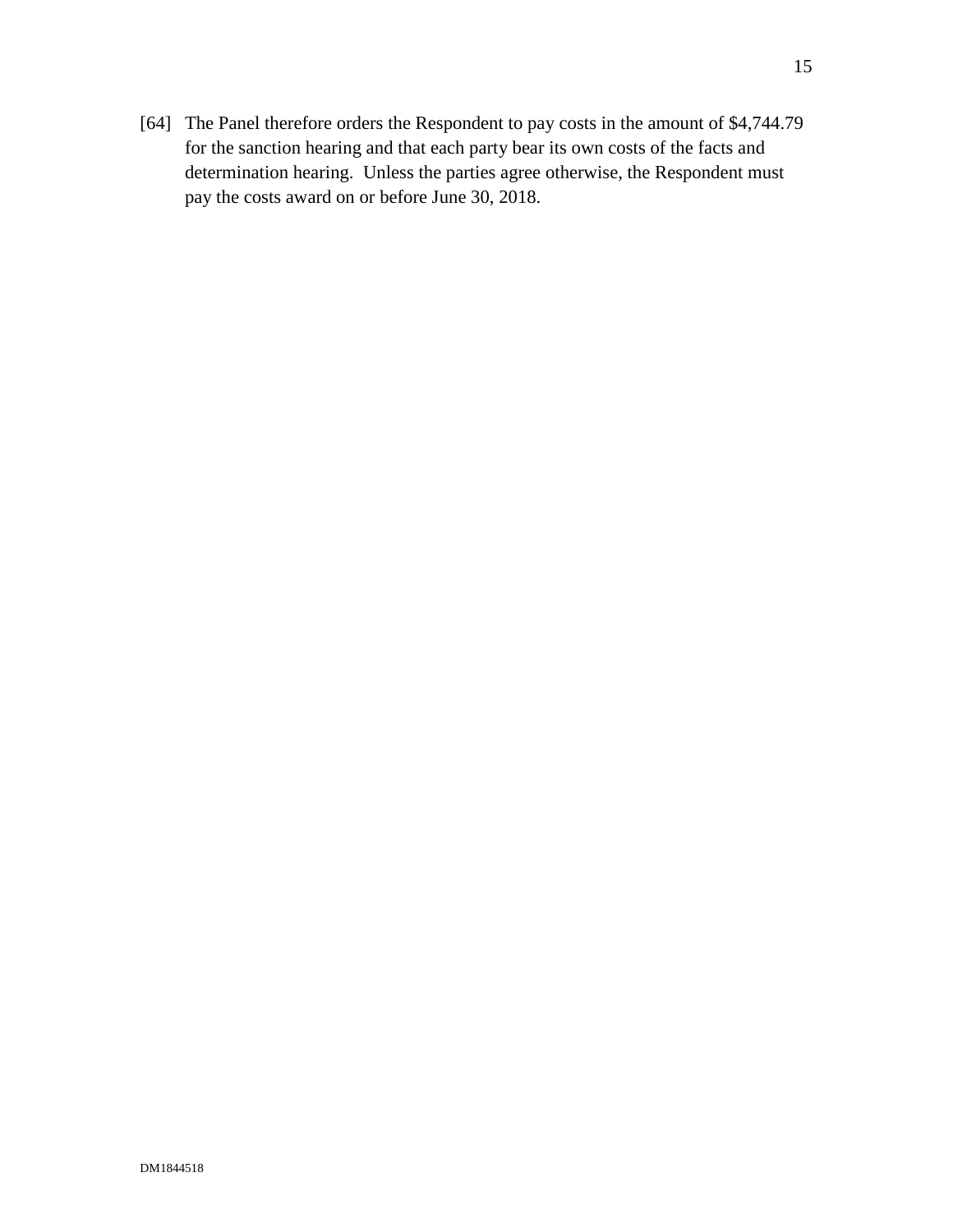[64] The Panel therefore orders the Respondent to pay costs in the amount of $4,744.79 for the sanction hearing and that each party bear its own costs of the facts and determination hearing. Unless the parties agree otherwise, the Respondent must pay the costs award on or before June 30, 2018.